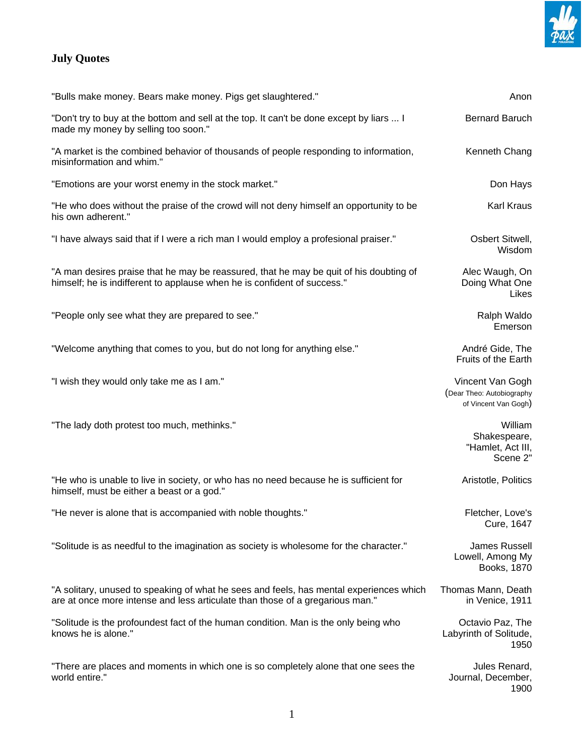# July Quotes

| | |
|---|---|
| "Bulls make money. Bears make money. Pigs get slaughtered." | Anon |
| "Don't try to buy at the bottom and sell at the top. It can't be done except by liars ... I made my money by selling too soon." | Bernard Baruch |
| "A market is the combined behavior of thousands of people responding to information, misinformation and whim." | Kenneth Chang |
| "Emotions are your worst enemy in the stock market." | Don Hays |
| "He who does without the praise of the crowd will not deny himself an opportunity to be his own adherent." | Karl Kraus |
| "I have always said that if I were a rich man I would employ a profesional praiser." | Osbert Sitwell, Wisdom |
| "A man desires praise that he may be reassured, that he may be quit of his doubting of himself; he is indifferent to applause when he is confident of success." | Alec Waugh, On Doing What One Likes |
| "People only see what they are prepared to see." | Ralph Waldo Emerson |
| "Welcome anything that comes to you, but do not long for anything else." | André Gide, The Fruits of the Earth |
| "I wish they would only take me as I am." | Vincent Van Gogh (Dear Theo: Autobiography of Vincent Van Gogh) |
| "The lady doth protest too much, methinks." | William Shakespeare, "Hamlet, Act III, Scene 2" |
| "He who is unable to live in society, or who has no need because he is sufficient for himself, must be either a beast or a god." | Aristotle, Politics |
| "He never is alone that is accompanied with noble thoughts." | Fletcher, Love's Cure, 1647 |
| "Solitude is as needful to the imagination as society is wholesome for the character." | James Russell Lowell, Among My Books, 1870 |
| "A solitary, unused to speaking of what he sees and feels, has mental experiences which are at once more intense and less articulate than those of a gregarious man." | Thomas Mann, Death in Venice, 1911 |
| "Solitude is the profoundest fact of the human condition. Man is the only being who knows he is alone." | Octavio Paz, The Labyrinth of Solitude, 1950 |
| "There are places and moments in which one is so completely alone that one sees the world entire." | Jules Renard, Journal, December, 1900 |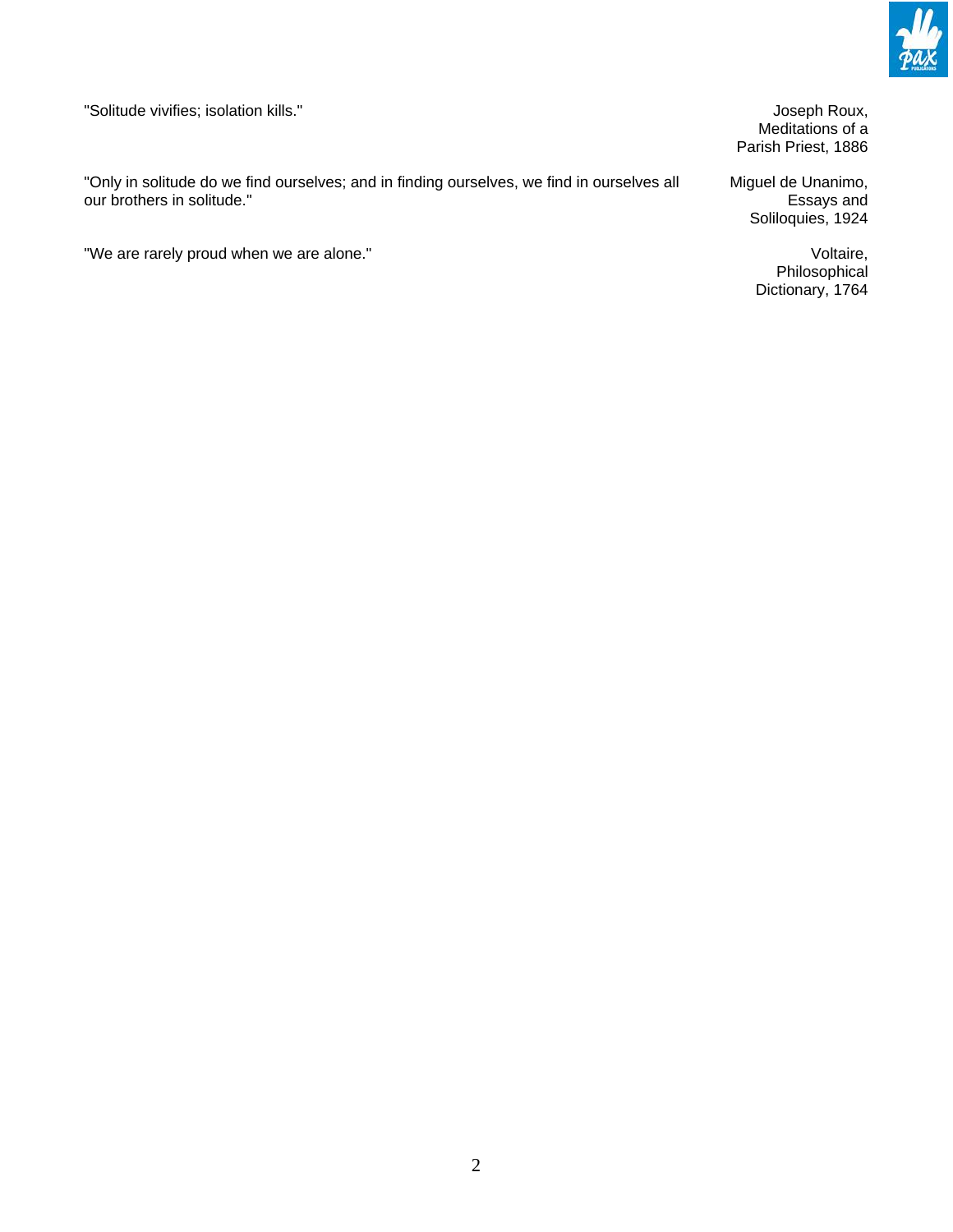"Solitude vivifies; isolation kills."

Joseph Roux, Meditations of a Parish Priest, 1886

"Only in solitude do we find ourselves; and in finding ourselves, we find in ourselves all our brothers in solitude."

Miguel de Unanimo, Essays and Soliloquies, 1924

"We are rarely proud when we are alone."

Voltaire, Philosophical Dictionary, 1764